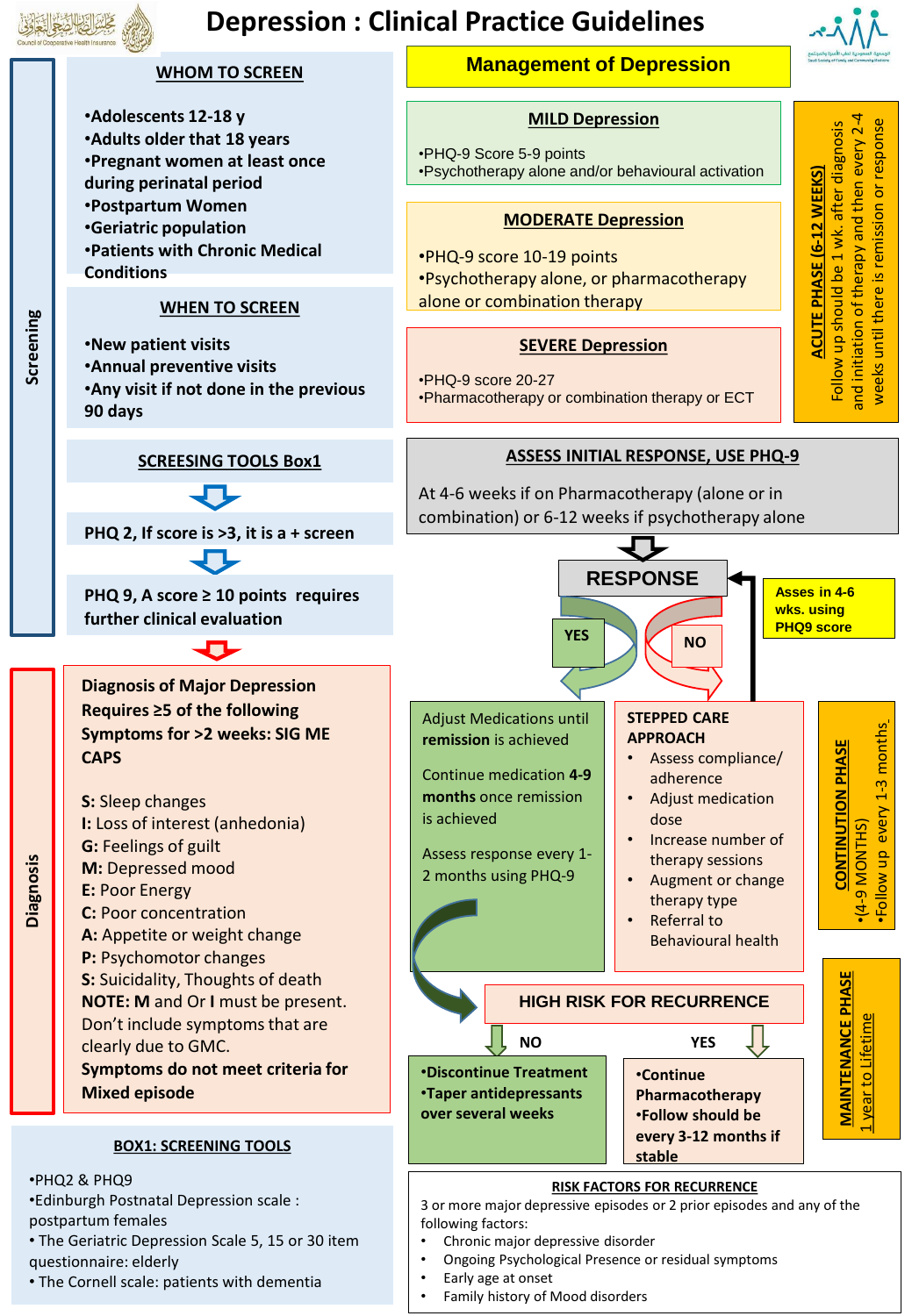# Depression : Clinical Practice Guidelines

## Screening

### WHOM TO SCREEN

- Adolescents 12-18 y
- Adults older that 18 years
- Pregnant women at least once during perinatal period
- Postpartum Women
- Geriatric population
- Patients with Chronic Medical Conditions

### WHEN TO SCREEN

- New patient visits
- Annual preventive visits
- Any visit if not done in the previous 90 days

### SCRESING TOOLS Box1

PHQ 2, If score is >3, it is a + screen

PHQ 9, A score ≥ 10 points requires further clinical evaluation

## Diagnosis

**Diagnosis of Major Depression Requires ≥5 of the following Symptoms for >2 weeks: SIG ME CAPS**

**S:** Sleep changes
**I:** Loss of interest (anhedonia)
**G:** Feelings of guilt
**M:** Depressed mood
**E:** Poor Energy
**C:** Poor concentration
**A:** Appetite or weight change
**P:** Psychomotor changes
**S:** Suicidality, Thoughts of death

**NOTE: M** and Or **I** must be present.
Don't include symptoms that are clearly due to GMC.
**Symptoms do not meet criteria for Mixed episode**

### BOX1: SCREENING TOOLS

- PHQ2 & PHQ9
- Edinburgh Postnatal Depression scale : postpartum females
- The Geriatric Depression Scale 5, 15 or 30 item questionnaire: elderly
- The Cornell scale: patients with dementia

## Management of Depression

### MILD Depression

- PHQ-9 Score 5-9 points
- Psychotherapy alone and/or behavioural activation

### MODERATE Depression

- PHQ-9 score 10-19 points
- Psychotherapy alone, or pharmacotherapy alone or combination therapy

### SEVERE Depression

- PHQ-9 score 20-27
- Pharmacotherapy or combination therapy or ECT

**ACUTE PHASE (6-12 WEEKS)**
Follow up should be 1 wk. after diagnosis and initiation of therapy and then every 2-4 weeks until there is remission or response

### ASSESS INITIAL RESPONSE, USE PHQ-9

At 4-6 weeks if on Pharmacotherapy (alone or in combination) or 6-12 weeks if psychotherapy alone

### RESPONSE

**Asses in 4-6 wks. using PHQ9 score**

**YES:**

Adjust Medications until **remission** is achieved

Continue medication **4-9 months** once remission is achieved

Assess response every 1-2 months using PHQ-9

**NO:**

**STEPPED CARE APPROACH**

- Assess compliance/adherence
- Adjust medication dose
- Increase number of therapy sessions
- Augment or change therapy type
- Referral to Behavioural health

**CONTINUTION PHASE**
- (4-9 MONTHS)
- Follow up every 1-3 months

### HIGH RISK FOR RECURRENCE

**NO:**
- **Discontinue Treatment**
- **Taper antidepressants over several weeks**

**YES:**
- **Continue Pharmacotherapy**
- **Follow should be every 3-12 months if stable**

**MAINTENANCE PHASE**
1 year to Lifetime

### RISK FACTORS FOR RECURRENCE

3 or more major depressive episodes or 2 prior episodes and any of the following factors:

- Chronic major depressive disorder
- Ongoing Psychological Presence or residual symptoms
- Early age at onset
- Family history of Mood disorders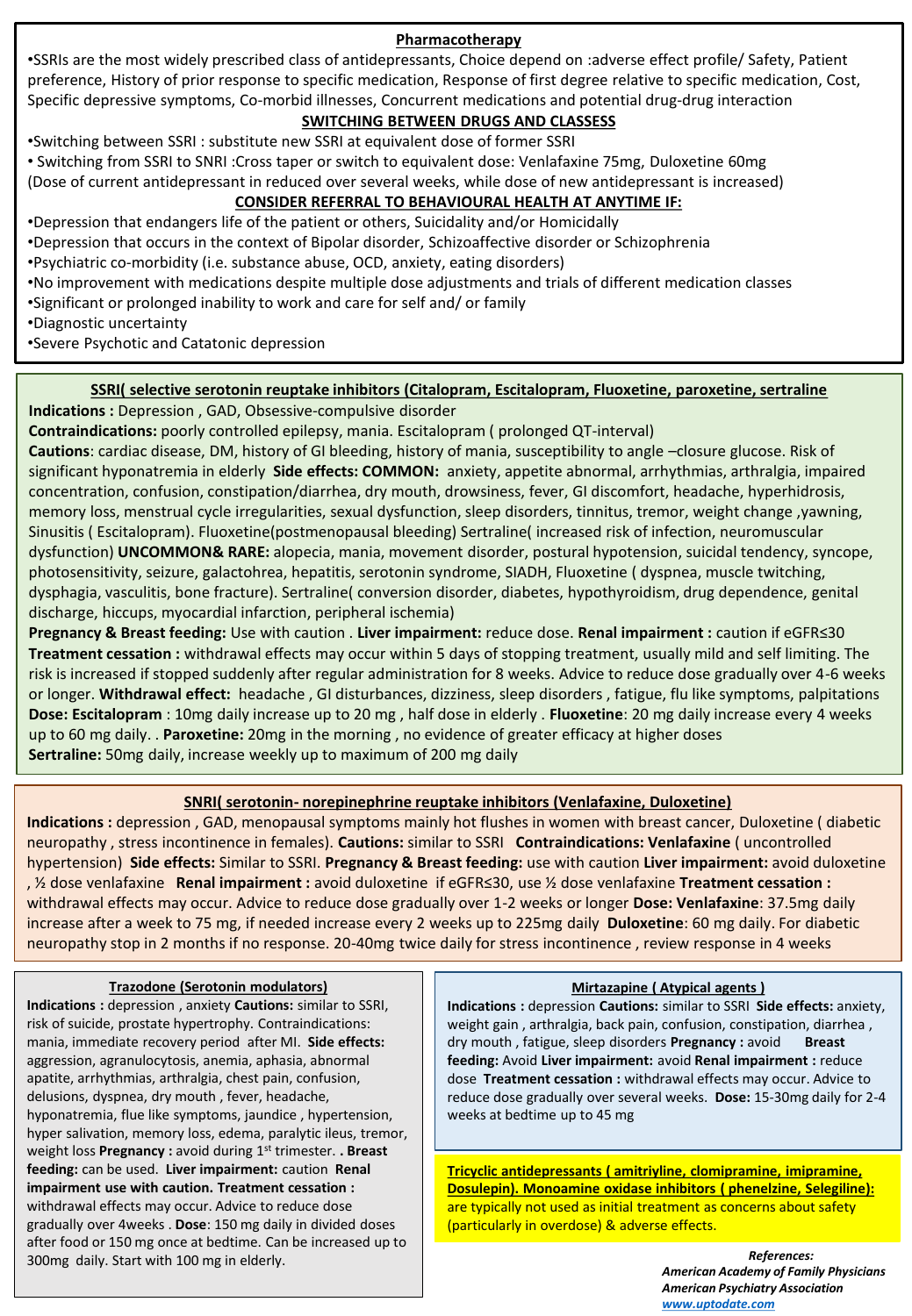## Pharmacotherapy

•SSRIs are the most widely prescribed class of antidepressants, Choice depend on :adverse effect profile/ Safety, Patient preference, History of prior response to specific medication, Response of first degree relative to specific medication, Cost, Specific depressive symptoms, Co-morbid illnesses, Concurrent medications and potential drug-drug interaction

## SWITCHING BETWEEN DRUGS AND CLASSESS

•Switching between SSRI : substitute new SSRI at equivalent dose of former SSRI

• Switching from SSRI to SNRI :Cross taper or switch to equivalent dose: Venlafaxine 75mg, Duloxetine 60mg
(Dose of current antidepressant in reduced over several weeks, while dose of new antidepressant is increased)

## CONSIDER REFERRAL TO BEHAVIOURAL HEALTH AT ANYTIME IF:

•Depression that endangers life of the patient or others, Suicidality and/or Homicidally
•Depression that occurs in the context of Bipolar disorder, Schizoaffective disorder or Schizophrenia
•Psychiatric co-morbidity (i.e. substance abuse, OCD, anxiety, eating disorders)
•No improvement with medications despite multiple dose adjustments and trials of different medication classes
•Significant or prolonged inability to work and care for self and/ or family
•Diagnostic uncertainty
•Severe Psychotic and Catatonic depression

## SSRI( selective serotonin reuptake inhibitors (Citalopram, Escitalopram, Fluoxetine, paroxetine, sertraline

**Indications :** Depression , GAD, Obsessive-compulsive disorder
**Contraindications:** poorly controlled epilepsy, mania. Escitalopram ( prolonged QT-interval)
**Cautions**: cardiac disease, DM, history of GI bleeding, history of mania, susceptibility to angle –closure glucose. Risk of significant hyponatremia in elderly **Side effects: COMMON:** anxiety, appetite abnormal, arrhythmias, arthralgia, impaired concentration, confusion, constipation/diarrhea, dry mouth, drowsiness, fever, GI discomfort, headache, hyperhidrosis, memory loss, menstrual cycle irregularities, sexual dysfunction, sleep disorders, tinnitus, tremor, weight change ,yawning, Sinusitis ( Escitalopram). Fluoxetine(postmenopausal bleeding) Sertraline( increased risk of infection, neuromuscular dysfunction) **UNCOMMON& RARE:** alopecia, mania, movement disorder, postural hypotension, suicidal tendency, syncope, photosensitivity, seizure, galactohrea, hepatitis, serotonin syndrome, SIADH, Fluoxetine ( dyspnea, muscle twitching, dysphagia, vasculitis, bone fracture). Sertraline( conversion disorder, diabetes, hypothyroidism, drug dependence, genital discharge, hiccups, myocardial infarction, peripheral ischemia)
**Pregnancy & Breast feeding:** Use with caution . **Liver impairment:** reduce dose. **Renal impairment :** caution if eGFR≤30
**Treatment cessation :** withdrawal effects may occur within 5 days of stopping treatment, usually mild and self limiting. The risk is increased if stopped suddenly after regular administration for 8 weeks. Advice to reduce dose gradually over 4-6 weeks or longer. **Withdrawal effect:** headache , GI disturbances, dizziness, sleep disorders , fatigue, flu like symptoms, palpitations
**Dose: Escitalopram** : 10mg daily increase up to 20 mg , half dose in elderly . **Fluoxetine**: 20 mg daily increase every 4 weeks up to 60 mg daily. . **Paroxetine:** 20mg in the morning , no evidence of greater efficacy at higher doses
**Sertraline:** 50mg daily, increase weekly up to maximum of 200 mg daily

## SNRI( serotonin- norepinephrine reuptake inhibitors (Venlafaxine, Duloxetine)

**Indications :** depression , GAD, menopausal symptoms mainly hot flushes in women with breast cancer, Duloxetine ( diabetic neuropathy , stress incontinence in females). **Cautions:** similar to SSRI **Contraindications: Venlafaxine** ( uncontrolled hypertension) **Side effects:** Similar to SSRI. **Pregnancy & Breast feeding:** use with caution **Liver impairment:** avoid duloxetine , ½ dose venlafaxine **Renal impairment :** avoid duloxetine if eGFR≤30, use ½ dose venlafaxine **Treatment cessation :** withdrawal effects may occur. Advice to reduce dose gradually over 1-2 weeks or longer **Dose: Venlafaxine**: 37.5mg daily increase after a week to 75 mg, if needed increase every 2 weeks up to 225mg daily **Duloxetine**: 60 mg daily. For diabetic neuropathy stop in 2 months if no response. 20-40mg twice daily for stress incontinence , review response in 4 weeks

## Trazodone (Serotonin modulators)

**Indications :** depression , anxiety **Cautions:** similar to SSRI, risk of suicide, prostate hypertrophy. Contraindications: mania, immediate recovery period after MI. **Side effects:** aggression, agranulocytosis, anemia, aphasia, abnormal apatite, arrhythmias, arthralgia, chest pain, confusion, delusions, dyspnea, dry mouth , fever, headache, hyponatremia, flue like symptoms, jaundice , hypertension, hyper salivation, memory loss, edema, paralytic ileus, tremor, weight loss **Pregnancy :** avoid during 1st trimester. **. Breast feeding:** can be used. **Liver impairment:** caution **Renal impairment use with caution. Treatment cessation :** withdrawal effects may occur. Advice to reduce dose gradually over 4weeks . **Dose**: 150 mg daily in divided doses after food or 150 mg once at bedtime. Can be increased up to 300mg daily. Start with 100 mg in elderly.

## Mirtazapine ( Atypical agents )

**Indications :** depression **Cautions:** similar to SSRI **Side effects:** anxiety, weight gain , arthralgia, back pain, confusion, constipation, diarrhea , dry mouth , fatigue, sleep disorders **Pregnancy :** avoid **Breast feeding:** Avoid **Liver impairment:** avoid **Renal impairment :** reduce dose **Treatment cessation :** withdrawal effects may occur. Advice to reduce dose gradually over several weeks. **Dose:** 15-30mg daily for 2-4 weeks at bedtime up to 45 mg

**Tricyclic antidepressants ( amitriyline, clomipramine, imipramine, Dosulepin). Monoamine oxidase inhibitors ( phenelzine, Selegiline):** are typically not used as initial treatment as concerns about safety (particularly in overdose) & adverse effects.

***References:***
*American Academy of Family Physicians*
*American Psychiatry Association*
*www.uptodate.com*